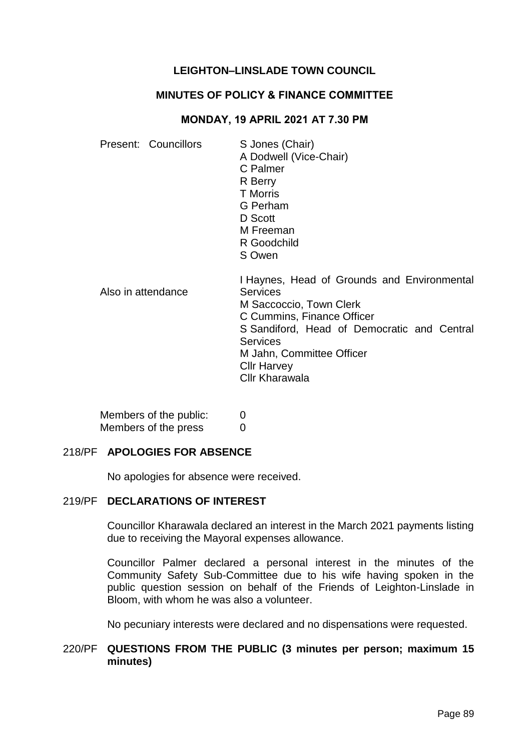# LEIGHTON–LINSLADE TOWN COUNCIL

## MINUTES OF POLICY & FINANCE COMMITTEE

### MONDAY, 19 APRIL 2021 AT 7.30 PM

| | |
|---|---|
| Present: Councillors | S Jones (Chair)<br>A Dodwell (Vice-Chair)<br>C Palmer<br>R Berry<br>T Morris<br>G Perham<br>D Scott<br>M Freeman<br>R Goodchild<br>S Owen |
| Also in attendance | I Haynes, Head of Grounds and Environmental Services<br>M Saccoccio, Town Clerk<br>C Cummins, Finance Officer<br>S Sandiford, Head of Democratic and Central Services<br>M Jahn, Committee Officer<br>Cllr Harvey<br>Cllr Kharawala |

Members of the public: 0
Members of the press 0

**218/PF APOLOGIES FOR ABSENCE**

No apologies for absence were received.

**219/PF DECLARATIONS OF INTEREST**

Councillor Kharawala declared an interest in the March 2021 payments listing due to receiving the Mayoral expenses allowance.

Councillor Palmer declared a personal interest in the minutes of the Community Safety Sub-Committee due to his wife having spoken in the public question session on behalf of the Friends of Leighton-Linslade in Bloom, with whom he was also a volunteer.

No pecuniary interests were declared and no dispensations were requested.

**220/PF QUESTIONS FROM THE PUBLIC (3 minutes per person; maximum 15 minutes)**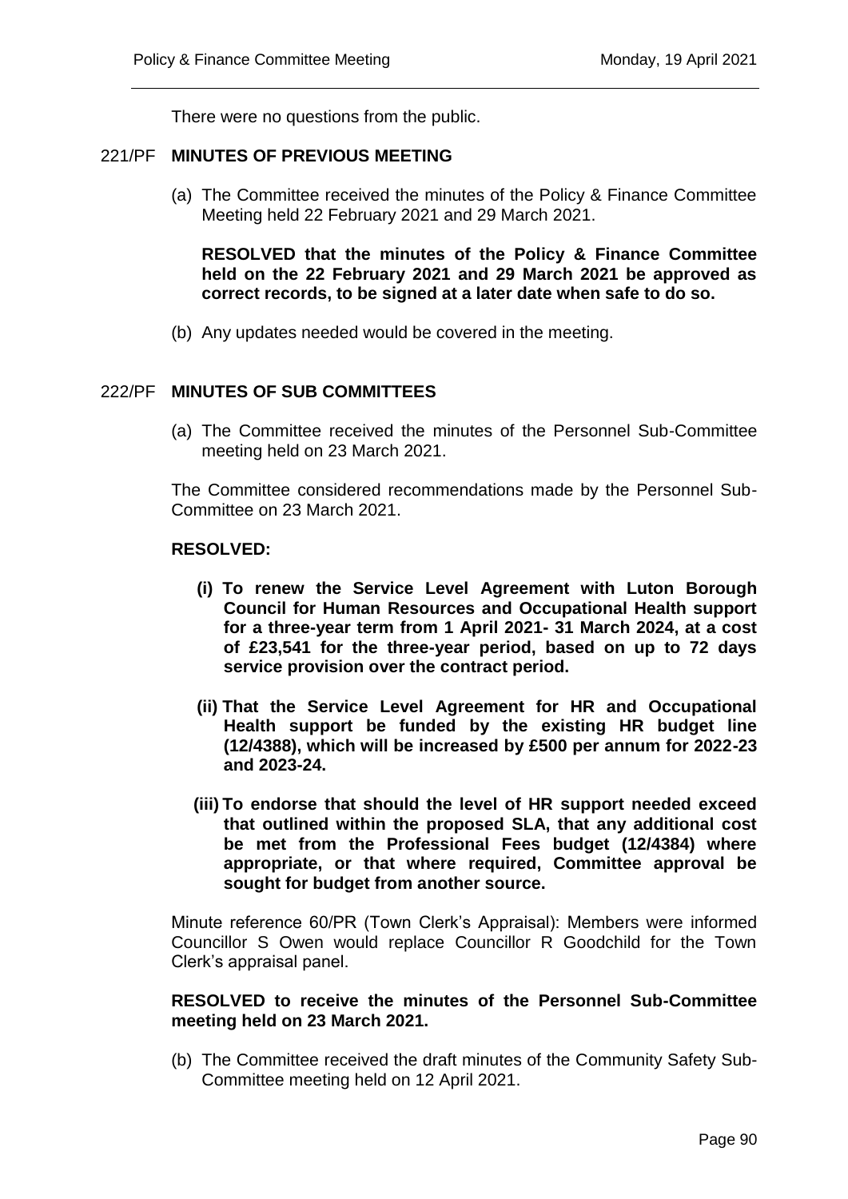There were no questions from the public.

## 221/PF MINUTES OF PREVIOUS MEETING

(a) The Committee received the minutes of the Policy & Finance Committee Meeting held 22 February 2021 and 29 March 2021.

**RESOLVED that the minutes of the Policy & Finance Committee held on the 22 February 2021 and 29 March 2021 be approved as correct records, to be signed at a later date when safe to do so.**

(b) Any updates needed would be covered in the meeting.

## 222/PF MINUTES OF SUB COMMITTEES

(a) The Committee received the minutes of the Personnel Sub-Committee meeting held on 23 March 2021.

The Committee considered recommendations made by the Personnel Sub-Committee on 23 March 2021.

**RESOLVED:**

- **(i) To renew the Service Level Agreement with Luton Borough Council for Human Resources and Occupational Health support for a three-year term from 1 April 2021- 31 March 2024, at a cost of £23,541 for the three-year period, based on up to 72 days service provision over the contract period.**
- **(ii) That the Service Level Agreement for HR and Occupational Health support be funded by the existing HR budget line (12/4388), which will be increased by £500 per annum for 2022-23 and 2023-24.**
- **(iii) To endorse that should the level of HR support needed exceed that outlined within the proposed SLA, that any additional cost be met from the Professional Fees budget (12/4384) where appropriate, or that where required, Committee approval be sought for budget from another source.**

Minute reference 60/PR (Town Clerk's Appraisal): Members were informed Councillor S Owen would replace Councillor R Goodchild for the Town Clerk's appraisal panel.

**RESOLVED to receive the minutes of the Personnel Sub-Committee meeting held on 23 March 2021.**

(b) The Committee received the draft minutes of the Community Safety Sub-Committee meeting held on 12 April 2021.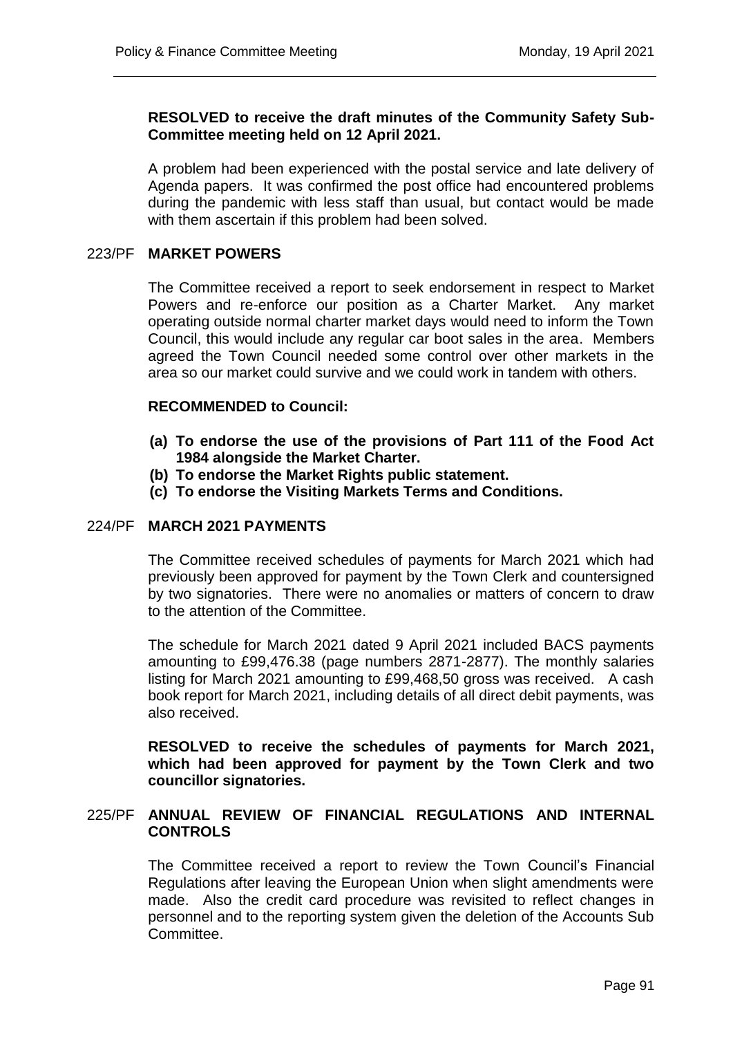**RESOLVED to receive the draft minutes of the Community Safety Sub-Committee meeting held on 12 April 2021.**

A problem had been experienced with the postal service and late delivery of Agenda papers. It was confirmed the post office had encountered problems during the pandemic with less staff than usual, but contact would be made with them ascertain if this problem had been solved.

## 223/PF MARKET POWERS

The Committee received a report to seek endorsement in respect to Market Powers and re-enforce our position as a Charter Market. Any market operating outside normal charter market days would need to inform the Town Council, this would include any regular car boot sales in the area. Members agreed the Town Council needed some control over other markets in the area so our market could survive and we could work in tandem with others.

**RECOMMENDED to Council:**

- **(a) To endorse the use of the provisions of Part 111 of the Food Act 1984 alongside the Market Charter.**
- **(b) To endorse the Market Rights public statement.**
- **(c) To endorse the Visiting Markets Terms and Conditions.**

## 224/PF MARCH 2021 PAYMENTS

The Committee received schedules of payments for March 2021 which had previously been approved for payment by the Town Clerk and countersigned by two signatories. There were no anomalies or matters of concern to draw to the attention of the Committee.

The schedule for March 2021 dated 9 April 2021 included BACS payments amounting to £99,476.38 (page numbers 2871-2877). The monthly salaries listing for March 2021 amounting to £99,468,50 gross was received. A cash book report for March 2021, including details of all direct debit payments, was also received.

**RESOLVED to receive the schedules of payments for March 2021, which had been approved for payment by the Town Clerk and two councillor signatories.**

## 225/PF ANNUAL REVIEW OF FINANCIAL REGULATIONS AND INTERNAL CONTROLS

The Committee received a report to review the Town Council's Financial Regulations after leaving the European Union when slight amendments were made. Also the credit card procedure was revisited to reflect changes in personnel and to the reporting system given the deletion of the Accounts Sub Committee.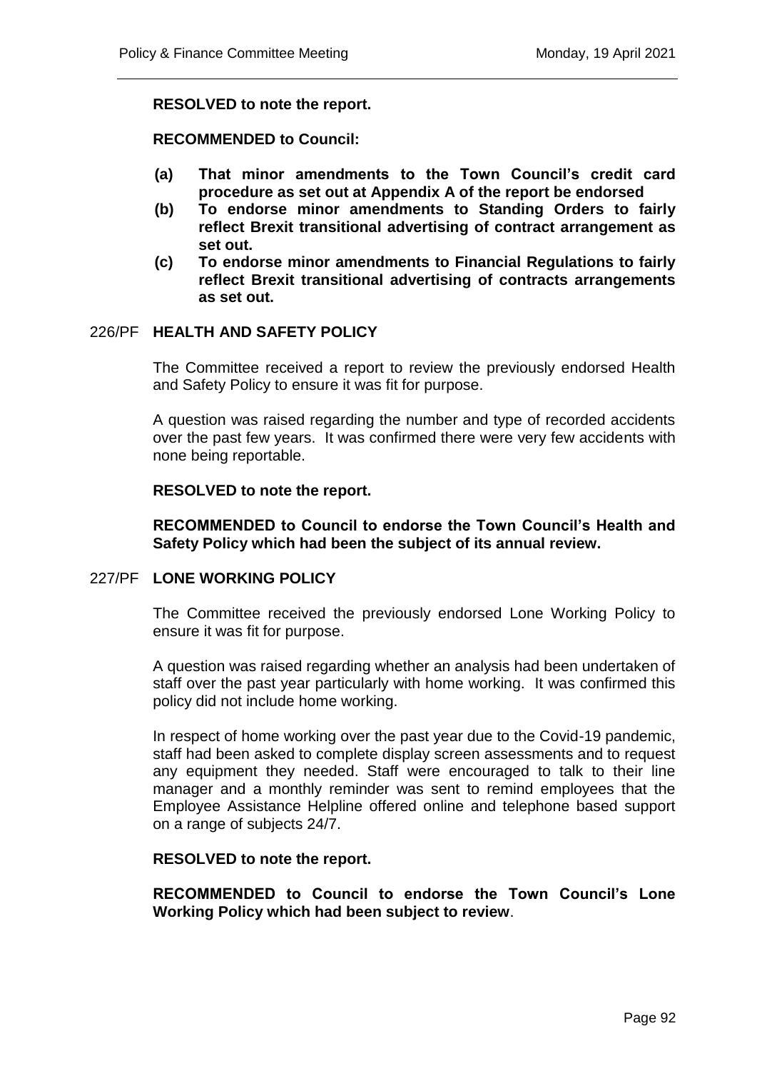**RESOLVED to note the report.**

**RECOMMENDED to Council:**

- **(a) That minor amendments to the Town Council's credit card procedure as set out at Appendix A of the report be endorsed**
- **(b) To endorse minor amendments to Standing Orders to fairly reflect Brexit transitional advertising of contract arrangement as set out.**
- **(c) To endorse minor amendments to Financial Regulations to fairly reflect Brexit transitional advertising of contracts arrangements as set out.**

## 226/PF HEALTH AND SAFETY POLICY

The Committee received a report to review the previously endorsed Health and Safety Policy to ensure it was fit for purpose.

A question was raised regarding the number and type of recorded accidents over the past few years. It was confirmed there were very few accidents with none being reportable.

**RESOLVED to note the report.**

**RECOMMENDED to Council to endorse the Town Council's Health and Safety Policy which had been the subject of its annual review.**

## 227/PF LONE WORKING POLICY

The Committee received the previously endorsed Lone Working Policy to ensure it was fit for purpose.

A question was raised regarding whether an analysis had been undertaken of staff over the past year particularly with home working. It was confirmed this policy did not include home working.

In respect of home working over the past year due to the Covid-19 pandemic, staff had been asked to complete display screen assessments and to request any equipment they needed. Staff were encouraged to talk to their line manager and a monthly reminder was sent to remind employees that the Employee Assistance Helpline offered online and telephone based support on a range of subjects 24/7.

**RESOLVED to note the report.**

**RECOMMENDED to Council to endorse the Town Council's Lone Working Policy which had been subject to review**.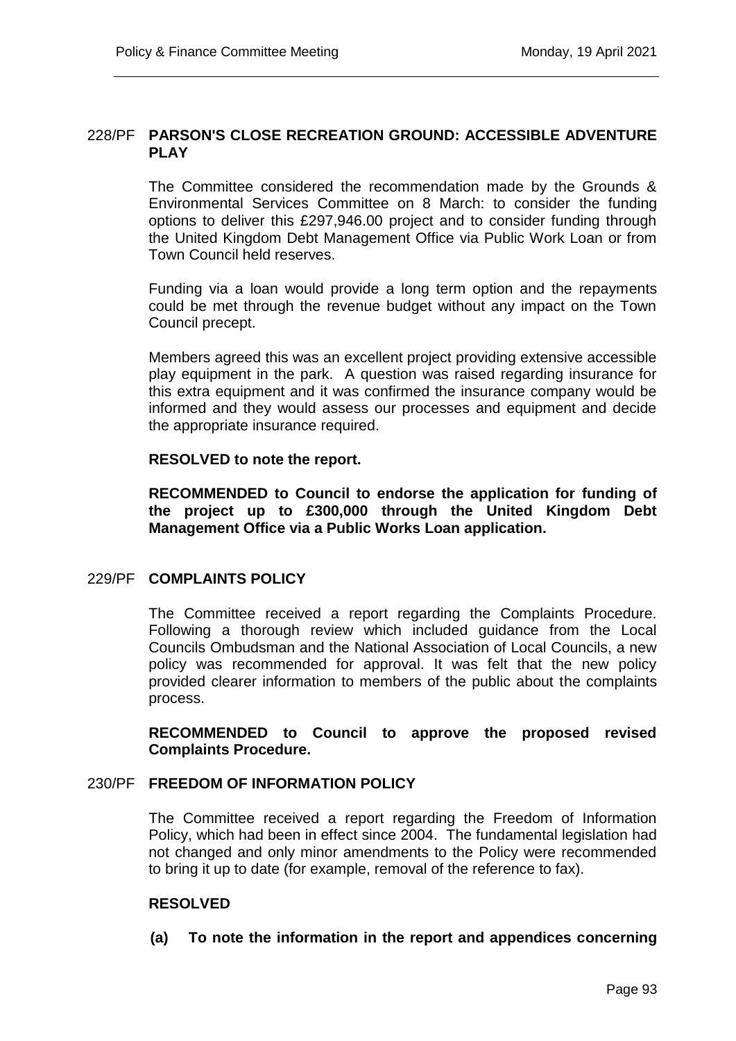## 228/PF PARSON'S CLOSE RECREATION GROUND: ACCESSIBLE ADVENTURE PLAY

The Committee considered the recommendation made by the Grounds & Environmental Services Committee on 8 March: to consider the funding options to deliver this £297,946.00 project and to consider funding through the United Kingdom Debt Management Office via Public Work Loan or from Town Council held reserves.

Funding via a loan would provide a long term option and the repayments could be met through the revenue budget without any impact on the Town Council precept.

Members agreed this was an excellent project providing extensive accessible play equipment in the park. A question was raised regarding insurance for this extra equipment and it was confirmed the insurance company would be informed and they would assess our processes and equipment and decide the appropriate insurance required.

**RESOLVED to note the report.**

**RECOMMENDED to Council to endorse the application for funding of the project up to £300,000 through the United Kingdom Debt Management Office via a Public Works Loan application.**

## 229/PF COMPLAINTS POLICY

The Committee received a report regarding the Complaints Procedure. Following a thorough review which included guidance from the Local Councils Ombudsman and the National Association of Local Councils, a new policy was recommended for approval. It was felt that the new policy provided clearer information to members of the public about the complaints process.

**RECOMMENDED to Council to approve the proposed revised Complaints Procedure.**

## 230/PF FREEDOM OF INFORMATION POLICY

The Committee received a report regarding the Freedom of Information Policy, which had been in effect since 2004. The fundamental legislation had not changed and only minor amendments to the Policy were recommended to bring it up to date (for example, removal of the reference to fax).

**RESOLVED**

**(a) To note the information in the report and appendices concerning**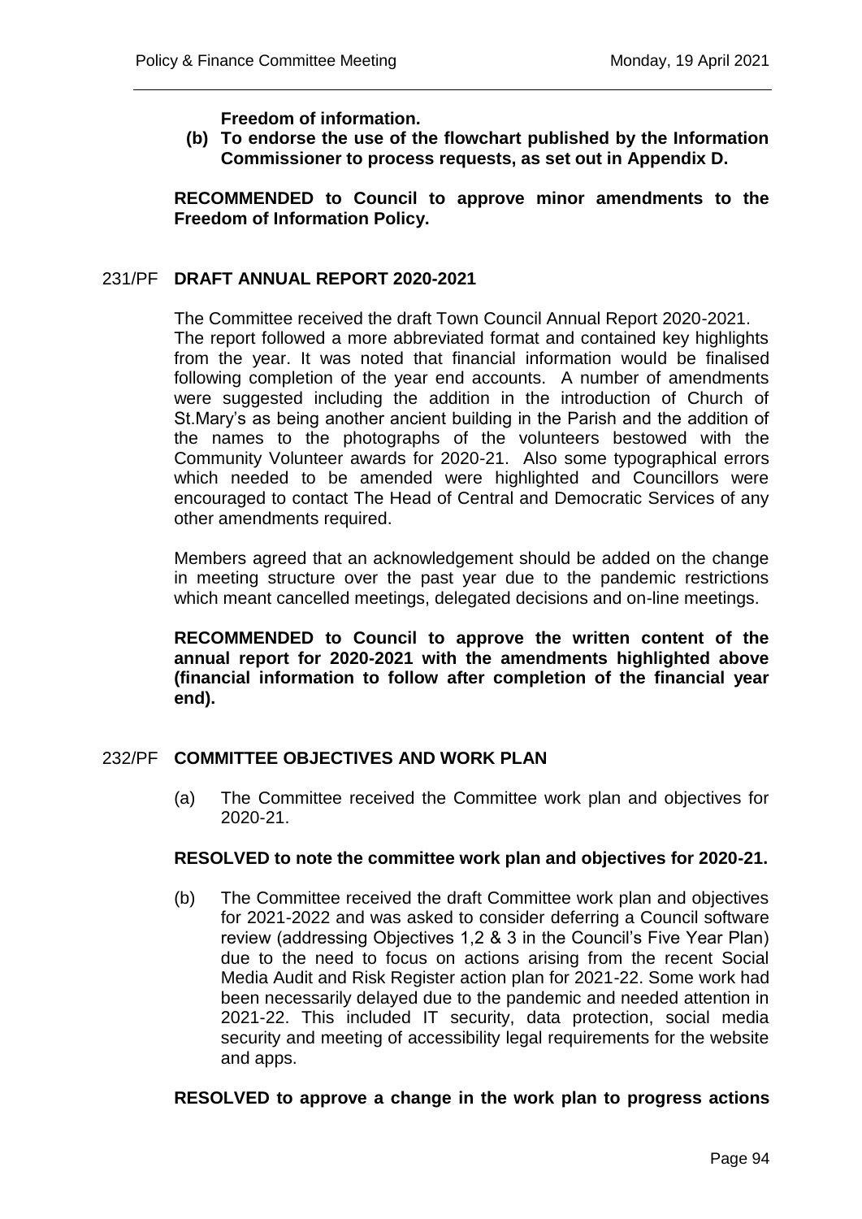**Freedom of information.**

**(b) To endorse the use of the flowchart published by the Information Commissioner to process requests, as set out in Appendix D.**

**RECOMMENDED to Council to approve minor amendments to the Freedom of Information Policy.**

## 231/PF DRAFT ANNUAL REPORT 2020-2021

The Committee received the draft Town Council Annual Report 2020-2021. The report followed a more abbreviated format and contained key highlights from the year. It was noted that financial information would be finalised following completion of the year end accounts. A number of amendments were suggested including the addition in the introduction of Church of St.Mary's as being another ancient building in the Parish and the addition of the names to the photographs of the volunteers bestowed with the Community Volunteer awards for 2020-21. Also some typographical errors which needed to be amended were highlighted and Councillors were encouraged to contact The Head of Central and Democratic Services of any other amendments required.

Members agreed that an acknowledgement should be added on the change in meeting structure over the past year due to the pandemic restrictions which meant cancelled meetings, delegated decisions and on-line meetings.

**RECOMMENDED to Council to approve the written content of the annual report for 2020-2021 with the amendments highlighted above (financial information to follow after completion of the financial year end).**

## 232/PF COMMITTEE OBJECTIVES AND WORK PLAN

(a) The Committee received the Committee work plan and objectives for 2020-21.

**RESOLVED to note the committee work plan and objectives for 2020-21.**

(b) The Committee received the draft Committee work plan and objectives for 2021-2022 and was asked to consider deferring a Council software review (addressing Objectives 1,2 & 3 in the Council's Five Year Plan) due to the need to focus on actions arising from the recent Social Media Audit and Risk Register action plan for 2021-22. Some work had been necessarily delayed due to the pandemic and needed attention in 2021-22. This included IT security, data protection, social media security and meeting of accessibility legal requirements for the website and apps.

**RESOLVED to approve a change in the work plan to progress actions**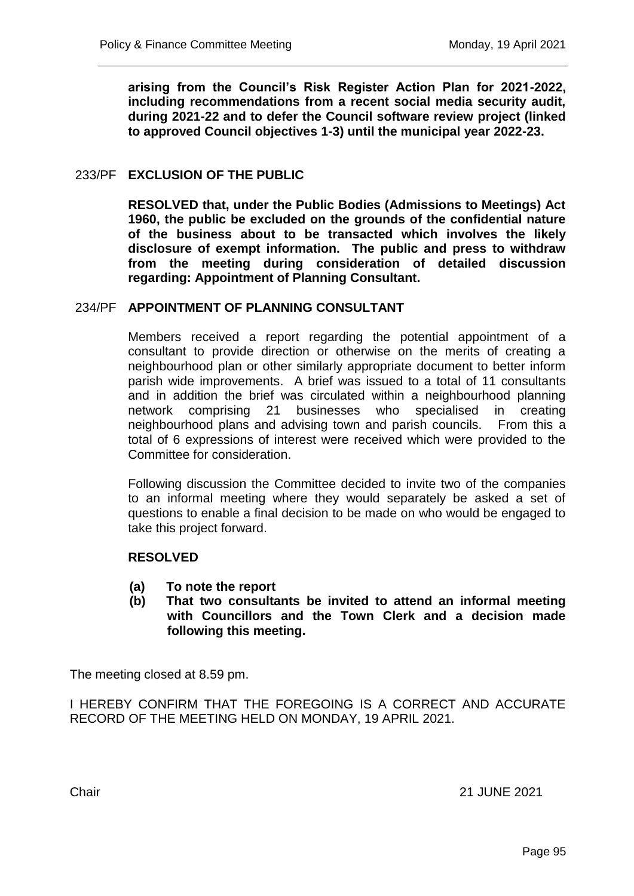**arising from the Council's Risk Register Action Plan for 2021-2022, including recommendations from a recent social media security audit, during 2021-22 and to defer the Council software review project (linked to approved Council objectives 1-3) until the municipal year 2022-23.**

## 233/PF EXCLUSION OF THE PUBLIC

**RESOLVED that, under the Public Bodies (Admissions to Meetings) Act 1960, the public be excluded on the grounds of the confidential nature of the business about to be transacted which involves the likely disclosure of exempt information. The public and press to withdraw from the meeting during consideration of detailed discussion regarding: Appointment of Planning Consultant.**

## 234/PF APPOINTMENT OF PLANNING CONSULTANT

Members received a report regarding the potential appointment of a consultant to provide direction or otherwise on the merits of creating a neighbourhood plan or other similarly appropriate document to better inform parish wide improvements. A brief was issued to a total of 11 consultants and in addition the brief was circulated within a neighbourhood planning network comprising 21 businesses who specialised in creating neighbourhood plans and advising town and parish councils. From this a total of 6 expressions of interest were received which were provided to the Committee for consideration.

Following discussion the Committee decided to invite two of the companies to an informal meeting where they would separately be asked a set of questions to enable a final decision to be made on who would be engaged to take this project forward.

**RESOLVED**

- **(a) To note the report**
- **(b) That two consultants be invited to attend an informal meeting with Councillors and the Town Clerk and a decision made following this meeting.**

The meeting closed at 8.59 pm.

I HEREBY CONFIRM THAT THE FOREGOING IS A CORRECT AND ACCURATE RECORD OF THE MEETING HELD ON MONDAY, 19 APRIL 2021.

Chair 21 JUNE 2021